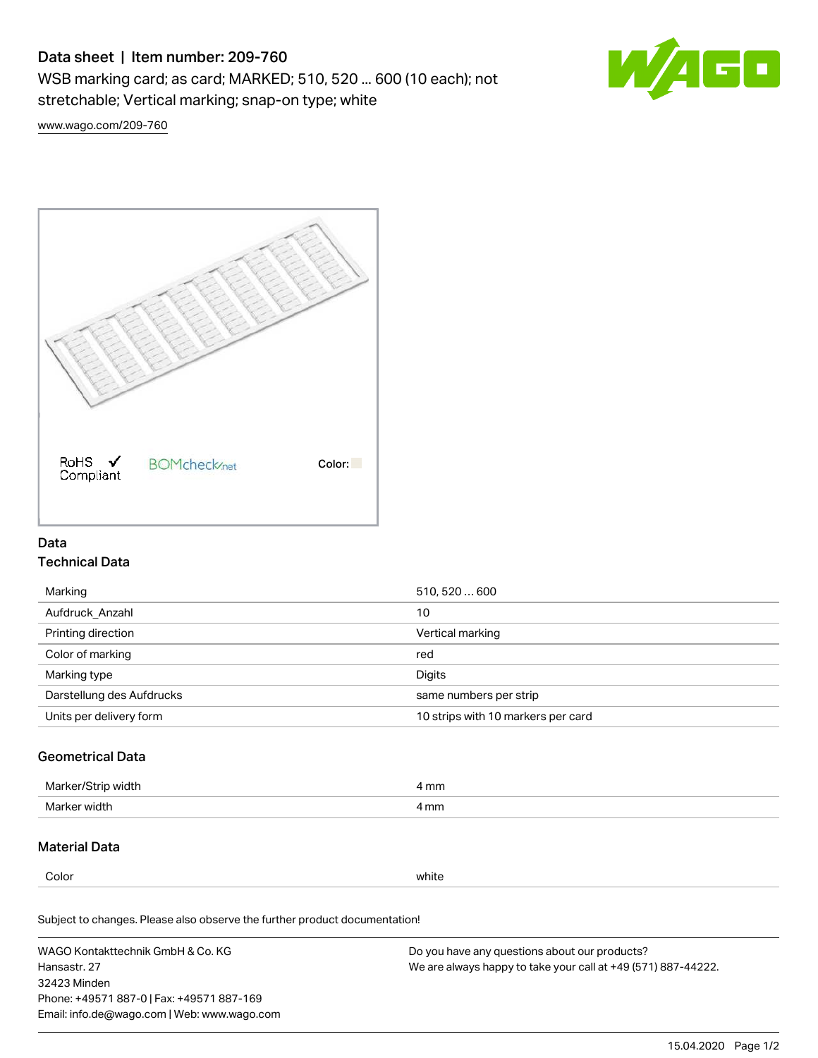# Data sheet | Item number: 209-760

WSB marking card; as card; MARKED; 510, 520 ... 600 (10 each); not stretchable; Vertical marking; snap-on type; white

www.wago.com/209-760

RoHS Compliant ✓ BOMcheck.net Color:

## Data

### Technical Data

| | |
|---|---|
| Marking | 510, 520 … 600 |
| Aufdruck_Anzahl | 10 |
| Printing direction | Vertical marking |
| Color of marking | red |
| Marking type | Digits |
| Darstellung des Aufdrucks | same numbers per strip |
| Units per delivery form | 10 strips with 10 markers per card |

### Geometrical Data

| | |
|---|---|
| Marker/Strip width | 4 mm |
| Marker width | 4 mm |

### Material Data

| | |
|---|---|
| Color | white |

Subject to changes. Please also observe the further product documentation!

WAGO Kontakttechnik GmbH & Co. KG
Hansastr. 27
32423 Minden
Phone: +49571 887-0 | Fax: +49571 887-169
Email: info.de@wago.com | Web: www.wago.com

Do you have any questions about our products?
We are always happy to take your call at +49 (571) 887-44222.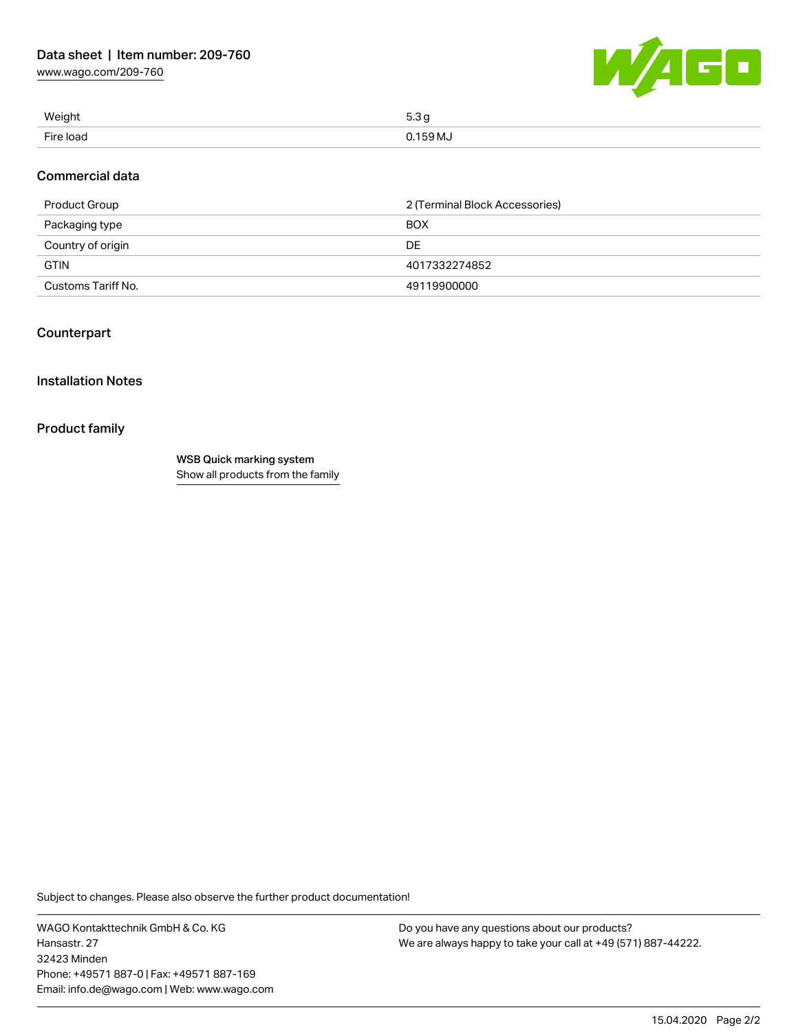| | |
|---|---|
| Weight | 5.3 g |
| Fire load | 0.159 MJ |

## Commercial data

| | |
|---|---|
| Product Group | 2 (Terminal Block Accessories) |
| Packaging type | BOX |
| Country of origin | DE |
| GTIN | 4017332274852 |
| Customs Tariff No. | 49119900000 |

## Counterpart

## Installation Notes

## Product family

WSB Quick marking system
Show all products from the family

Subject to changes. Please also observe the further product documentation!

WAGO Kontakttechnik GmbH & Co. KG
Hansastr. 27
32423 Minden
Phone: +49571 887-0 | Fax: +49571 887-169
Email: info.de@wago.com | Web: www.wago.com

Do you have any questions about our products?
We are always happy to take your call at +49 (571) 887-44222.

15.04.2020